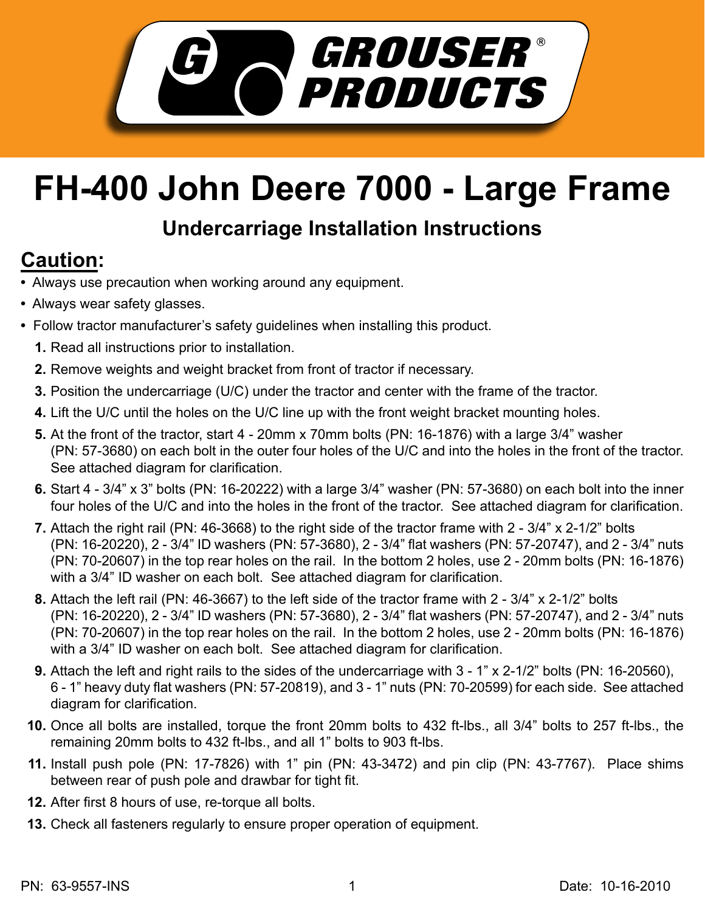GROUSER PRODUCTS®

# FH-400 John Deere 7000 - Large Frame

## Undercarriage Installation Instructions

## Caution:

- Always use precaution when working around any equipment.
- Always wear safety glasses.
- Follow tractor manufacturer's safety guidelines when installing this product.

1. Read all instructions prior to installation.
2. Remove weights and weight bracket from front of tractor if necessary.
3. Position the undercarriage (U/C) under the tractor and center with the frame of the tractor.
4. Lift the U/C until the holes on the U/C line up with the front weight bracket mounting holes.
5. At the front of the tractor, start 4 - 20mm x 70mm bolts (PN: 16-1876) with a large 3/4" washer (PN: 57-3680) on each bolt in the outer four holes of the U/C and into the holes in the front of the tractor. See attached diagram for clarification.
6. Start 4 - 3/4" x 3" bolts (PN: 16-20222) with a large 3/4" washer (PN: 57-3680) on each bolt into the inner four holes of the U/C and into the holes in the front of the tractor. See attached diagram for clarification.
7. Attach the right rail (PN: 46-3668) to the right side of the tractor frame with 2 - 3/4" x 2-1/2" bolts (PN: 16-20220), 2 - 3/4" ID washers (PN: 57-3680), 2 - 3/4" flat washers (PN: 57-20747), and 2 - 3/4" nuts (PN: 70-20607) in the top rear holes on the rail. In the bottom 2 holes, use 2 - 20mm bolts (PN: 16-1876) with a 3/4" ID washer on each bolt. See attached diagram for clarification.
8. Attach the left rail (PN: 46-3667) to the left side of the tractor frame with 2 - 3/4" x 2-1/2" bolts (PN: 16-20220), 2 - 3/4" ID washers (PN: 57-3680), 2 - 3/4" flat washers (PN: 57-20747), and 2 - 3/4" nuts (PN: 70-20607) in the top rear holes on the rail. In the bottom 2 holes, use 2 - 20mm bolts (PN: 16-1876) with a 3/4" ID washer on each bolt. See attached diagram for clarification.
9. Attach the left and right rails to the sides of the undercarriage with 3 - 1" x 2-1/2" bolts (PN: 16-20560), 6 - 1" heavy duty flat washers (PN: 57-20819), and 3 - 1" nuts (PN: 70-20599) for each side. See attached diagram for clarification.
10. Once all bolts are installed, torque the front 20mm bolts to 432 ft-lbs., all 3/4" bolts to 257 ft-lbs., the remaining 20mm bolts to 432 ft-lbs., and all 1" bolts to 903 ft-lbs.
11. Install push pole (PN: 17-7826) with 1" pin (PN: 43-3472) and pin clip (PN: 43-7767). Place shims between rear of push pole and drawbar for tight fit.
12. After first 8 hours of use, re-torque all bolts.
13. Check all fasteners regularly to ensure proper operation of equipment.

PN: 63-9557-INS

Date: 10-16-2010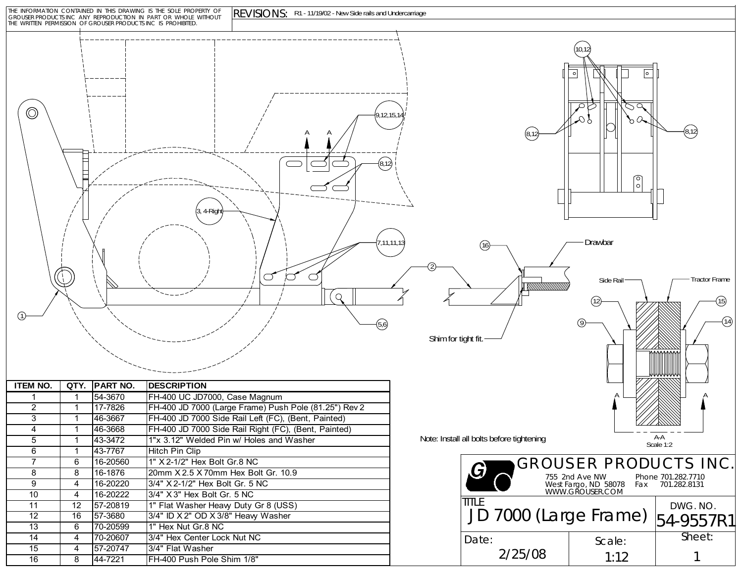THE INFORMATION CONTAINED IN THIS DRAWING IS THE SOLE PROPERTY OF GROUSER PRODUCTS INC. ANY REPRODUCTION IN PART OR WHOLE WITHOUT THE WRITTEN PERMISSION OF GROUSER PRODUCTS INC IS PROHIBITED.

REVISIONS: R1 - 11/19/02 - New Side rails and Undercarriage

10,12

8,12

8,12

9,12,15,14

A A

8,12

3, 4-Right

7,11,11,13

16

Drawbar

2

Side Rail

Tractor Frame

12

15

9

14

1

5,6

Shim for tight fit.

A A

A-A
Scale 1:2

Note: Install all bolts before tightening

| ITEM NO. | QTY. | PART NO. | DESCRIPTION |
|---|---|---|---|
| 1 | 1 | 54-3670 | FH-400 UC JD7000, Case Magnum |
| 2 | 1 | 17-7826 | FH-400 JD 7000 (Large Frame) Push Pole (81.25") Rev 2 |
| 3 | 1 | 46-3667 | FH-400 JD 7000 Side Rail Left (FC), (Bent, Painted) |
| 4 | 1 | 46-3668 | FH-400 JD 7000 Side Rail Right (FC), (Bent, Painted) |
| 5 | 1 | 43-3472 | 1"x 3.12" Welded Pin w/ Holes and Washer |
| 6 | 1 | 43-7767 | Hitch Pin Clip |
| 7 | 6 | 16-20560 | 1" X 2-1/2" Hex Bolt Gr.8 NC |
| 8 | 8 | 16-1876 | 20mm X 2.5 X 70mm Hex Bolt Gr. 10.9 |
| 9 | 4 | 16-20220 | 3/4" X 2-1/2" Hex Bolt Gr. 5 NC |
| 10 | 4 | 16-20222 | 3/4" X 3" Hex Bolt Gr. 5 NC |
| 11 | 12 | 57-20819 | 1" Flat Washer Heavy Duty Gr 8 (USS) |
| 12 | 16 | 57-3680 | 3/4" ID X 2" OD X 3/8" Heavy Washer |
| 13 | 6 | 70-20599 | 1" Hex Nut Gr.8 NC |
| 14 | 4 | 70-20607 | 3/4" Hex Center Lock Nut NC |
| 15 | 4 | 57-20747 | 3/4" Flat Washer |
| 16 | 8 | 44-7221 | FH-400 Push Pole Shim 1/8" |

GROUSER PRODUCTS INC.
755 2nd Ave NW
West Fargo, ND 58078
WWW.GROUSER.COM
Phone 701.282.7710
Fax 701.282.8131

| | | |
|---|---|---|
| TITLE: JD 7000 (Large Frame) | | DWG. NO. 54-9557R1 |
| Date: 2/25/08 | Scale: 1:12 | Sheet: 1 |